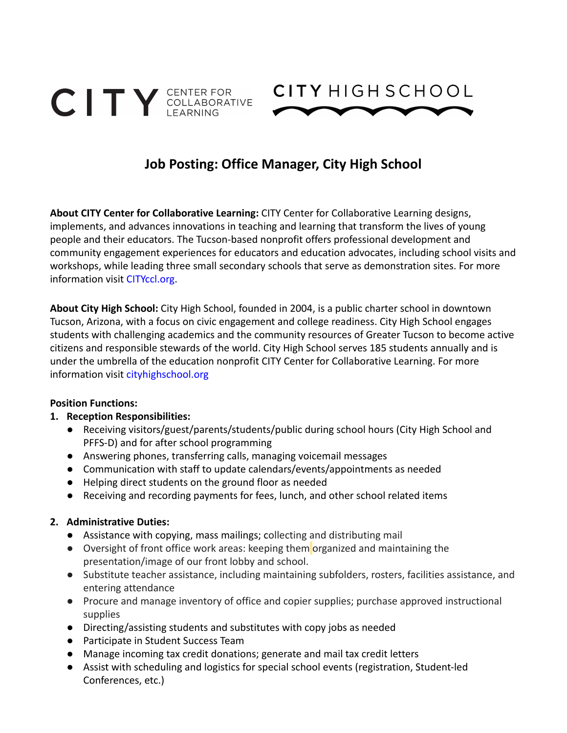CITY CENTER FOR COLLABORATIVE LEARNING

CITY HIGH SCHOOL

# Job Posting: Office Manager, City High School

**About CITY Center for Collaborative Learning:** CITY Center for Collaborative Learning designs, implements, and advances innovations in teaching and learning that transform the lives of young people and their educators. The Tucson-based nonprofit offers professional development and community engagement experiences for educators and education advocates, including school visits and workshops, while leading three small secondary schools that serve as demonstration sites. For more information visit CITYccl.org.

**About City High School:** City High School, founded in 2004, is a public charter school in downtown Tucson, Arizona, with a focus on civic engagement and college readiness. City High School engages students with challenging academics and the community resources of Greater Tucson to become active citizens and responsible stewards of the world. City High School serves 185 students annually and is under the umbrella of the education nonprofit CITY Center for Collaborative Learning. For more information visit cityhighschool.org

**Position Functions:**

1. **Reception Responsibilities:**
   - Receiving visitors/guest/parents/students/public during school hours (City High School and PFFS-D) and for after school programming
   - Answering phones, transferring calls, managing voicemail messages
   - Communication with staff to update calendars/events/appointments as needed
   - Helping direct students on the ground floor as needed
   - Receiving and recording payments for fees, lunch, and other school related items

2. **Administrative Duties:**
   - Assistance with copying, mass mailings; collecting and distributing mail
   - Oversight of front office work areas: keeping them organized and maintaining the presentation/image of our front lobby and school.
   - Substitute teacher assistance, including maintaining subfolders, rosters, facilities assistance, and entering attendance
   - Procure and manage inventory of office and copier supplies; purchase approved instructional supplies
   - Directing/assisting students and substitutes with copy jobs as needed
   - Participate in Student Success Team
   - Manage incoming tax credit donations; generate and mail tax credit letters
   - Assist with scheduling and logistics for special school events (registration, Student-led Conferences, etc.)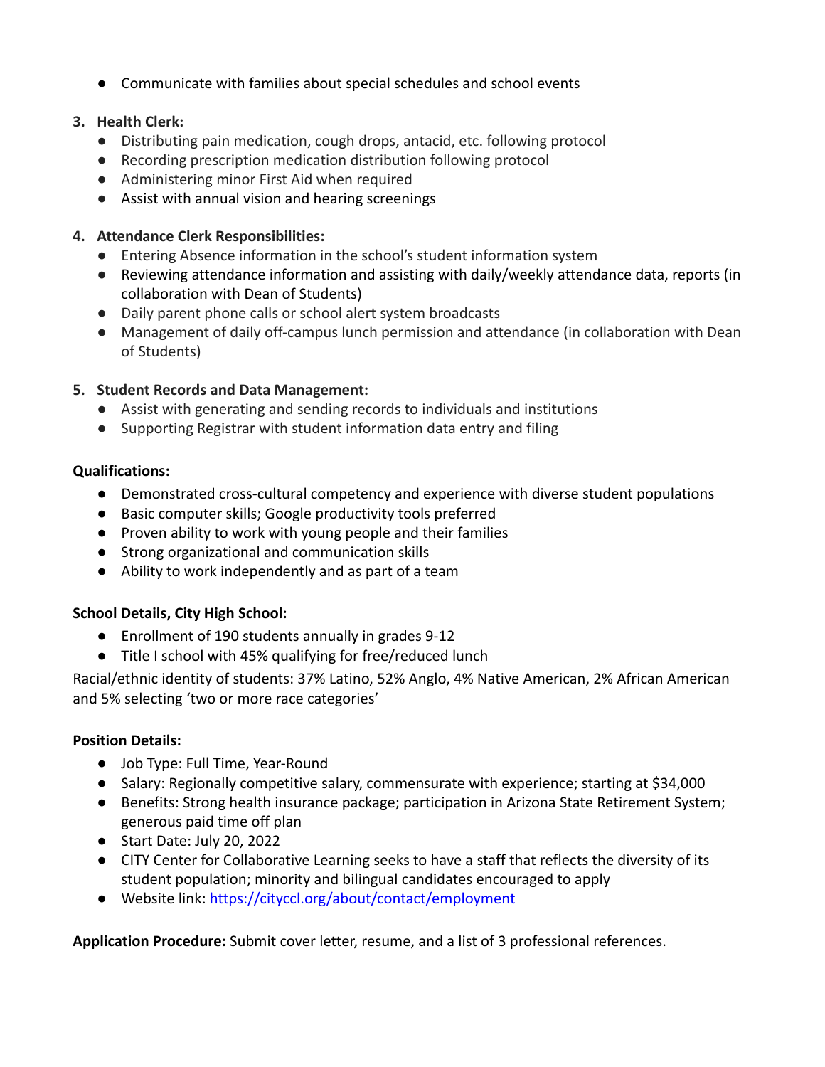- Communicate with families about special schedules and school events

3. **Health Clerk:**
   - Distributing pain medication, cough drops, antacid, etc. following protocol
   - Recording prescription medication distribution following protocol
   - Administering minor First Aid when required
   - Assist with annual vision and hearing screenings

4. **Attendance Clerk Responsibilities:**
   - Entering Absence information in the school's student information system
   - Reviewing attendance information and assisting with daily/weekly attendance data, reports (in collaboration with Dean of Students)
   - Daily parent phone calls or school alert system broadcasts
   - Management of daily off-campus lunch permission and attendance (in collaboration with Dean of Students)

5. **Student Records and Data Management:**
   - Assist with generating and sending records to individuals and institutions
   - Supporting Registrar with student information data entry and filing

**Qualifications:**

- Demonstrated cross-cultural competency and experience with diverse student populations
- Basic computer skills; Google productivity tools preferred
- Proven ability to work with young people and their families
- Strong organizational and communication skills
- Ability to work independently and as part of a team

**School Details, City High School:**

- Enrollment of 190 students annually in grades 9-12
- Title I school with 45% qualifying for free/reduced lunch

Racial/ethnic identity of students: 37% Latino, 52% Anglo, 4% Native American, 2% African American and 5% selecting 'two or more race categories'

**Position Details:**

- Job Type: Full Time, Year-Round
- Salary: Regionally competitive salary, commensurate with experience; starting at $34,000
- Benefits: Strong health insurance package; participation in Arizona State Retirement System; generous paid time off plan
- Start Date: July 20, 2022
- CITY Center for Collaborative Learning seeks to have a staff that reflects the diversity of its student population; minority and bilingual candidates encouraged to apply
- Website link: https://cityccl.org/about/contact/employment

**Application Procedure:** Submit cover letter, resume, and a list of 3 professional references.